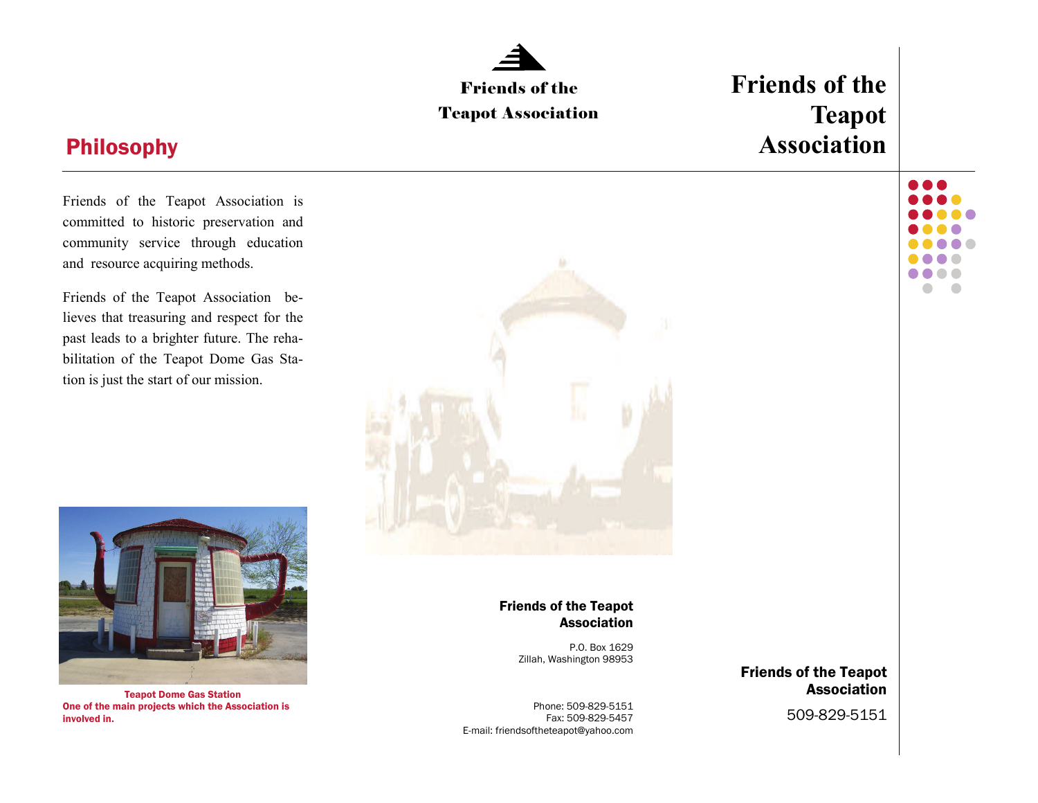## Philosophy

Friends of the Teapot Association is committed to historic preservation and community service through education and resource acquiring methods.

Friends of the Teapot Association believes that treasuring and respect for the past leads to a brighter future. The rehabilitation of the Teapot Dome Gas Station is just the start of our mission.

**Teapot Dome Gas Station**
**One of the main projects which the Association is involved in.**

**Friends of the Teapot Association**

**Friends of the Teapot Association**

P.O. Box 1629
Zillah, Washington 98953

Phone: 509-829-5151
Fax: 509-829-5457
E-mail: friendsoftheteapot@yahoo.com

# Friends of the Teapot Association

**Friends of the Teapot Association**

509-829-5151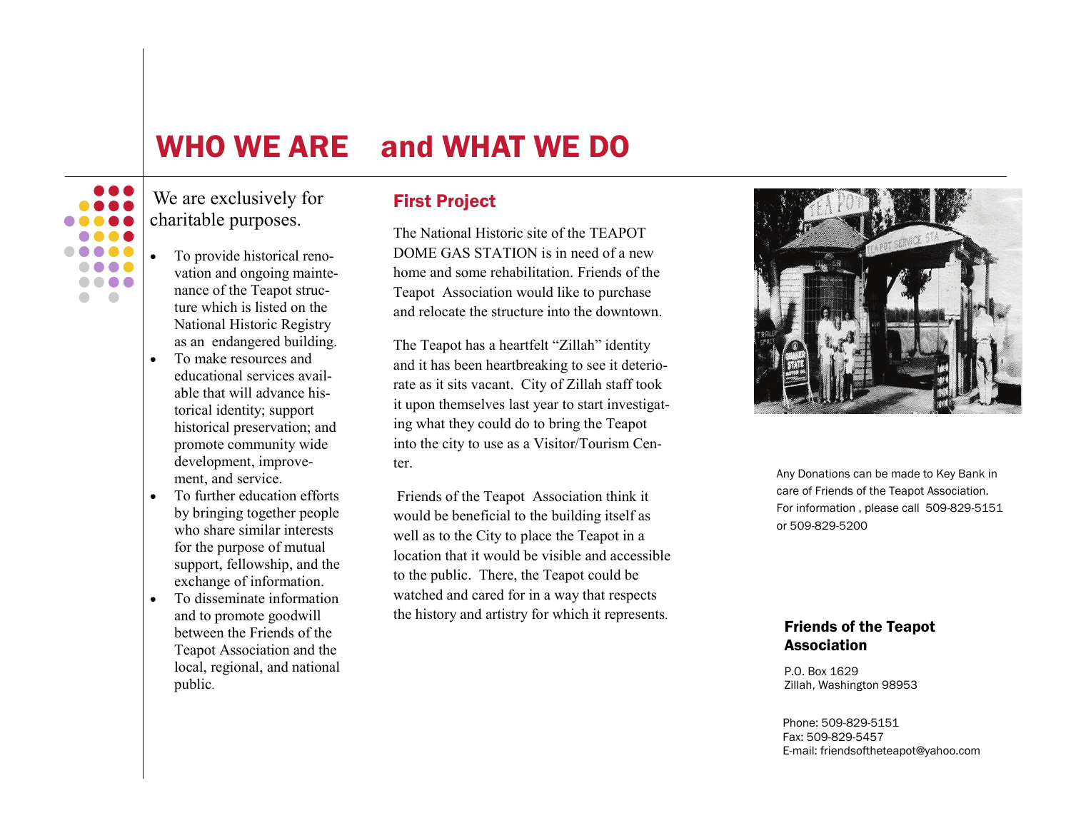# WHO WE ARE and WHAT WE DO

We are exclusively for charitable purposes.

- To provide historical renovation and ongoing maintenance of the Teapot structure which is listed on the National Historic Registry as an endangered building.
- To make resources and educational services available that will advance historical identity; support historical preservation; and promote community wide development, improvement, and service.
- To further education efforts by bringing together people who share similar interests for the purpose of mutual support, fellowship, and the exchange of information.
- To disseminate information and to promote goodwill between the Friends of the Teapot Association and the local, regional, and national public.

## First Project

The National Historic site of the TEAPOT DOME GAS STATION is in need of a new home and some rehabilitation. Friends of the Teapot Association would like to purchase and relocate the structure into the downtown.

The Teapot has a heartfelt "Zillah" identity and it has been heartbreaking to see it deteriorate as it sits vacant. City of Zillah staff took it upon themselves last year to start investigating what they could do to bring the Teapot into the city to use as a Visitor/Tourism Center.

Friends of the Teapot Association think it would be beneficial to the building itself as well as to the City to place the Teapot in a location that it would be visible and accessible to the public. There, the Teapot could be watched and cared for in a way that respects the history and artistry for which it represents.

Any Donations can be made to Key Bank in care of Friends of the Teapot Association. For information , please call 509-829-5151 or 509-829-5200

**Friends of the Teapot Association**

P.O. Box 1629
Zillah, Washington 98953

Phone: 509-829-5151
Fax: 509-829-5457
E-mail: friendsoftheteapot@yahoo.com